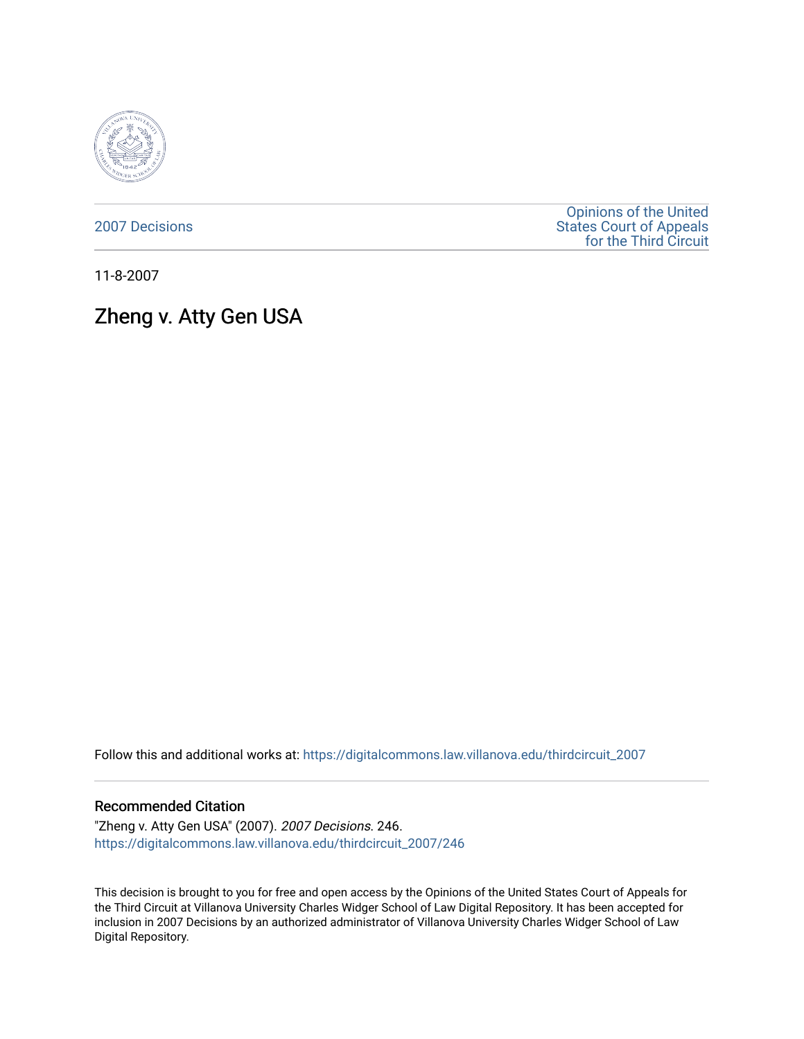2007 Decisions

Opinions of the United States Court of Appeals for the Third Circuit

11-8-2007

# Zheng v. Atty Gen USA

Follow this and additional works at: https://digitalcommons.law.villanova.edu/thirdcircuit_2007

## Recommended Citation

"Zheng v. Atty Gen USA" (2007). *2007 Decisions*. 246.
https://digitalcommons.law.villanova.edu/thirdcircuit_2007/246

This decision is brought to you for free and open access by the Opinions of the United States Court of Appeals for the Third Circuit at Villanova University Charles Widger School of Law Digital Repository. It has been accepted for inclusion in 2007 Decisions by an authorized administrator of Villanova University Charles Widger School of Law Digital Repository.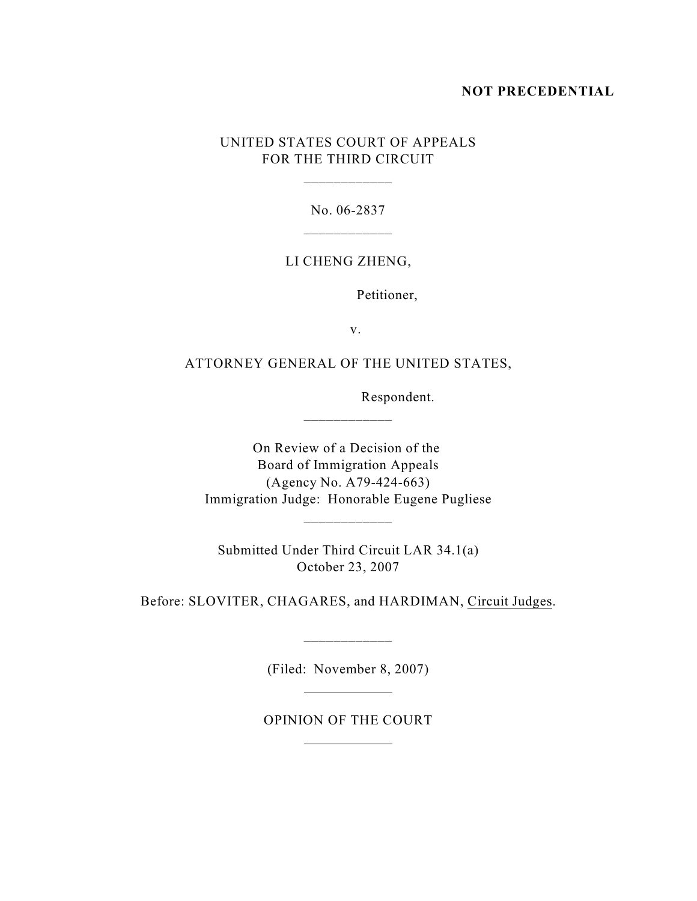**NOT PRECEDENTIAL**

UNITED STATES COURT OF APPEALS
FOR THE THIRD CIRCUIT

No. 06-2837

LI CHENG ZHENG,

Petitioner,

v.

ATTORNEY GENERAL OF THE UNITED STATES,

Respondent.

On Review of a Decision of the
Board of Immigration Appeals
(Agency No. A79-424-663)
Immigration Judge: Honorable Eugene Pugliese

Submitted Under Third Circuit LAR 34.1(a)
October 23, 2007

Before: SLOVITER, CHAGARES, and HARDIMAN, Circuit Judges.

(Filed: November 8, 2007)

OPINION OF THE COURT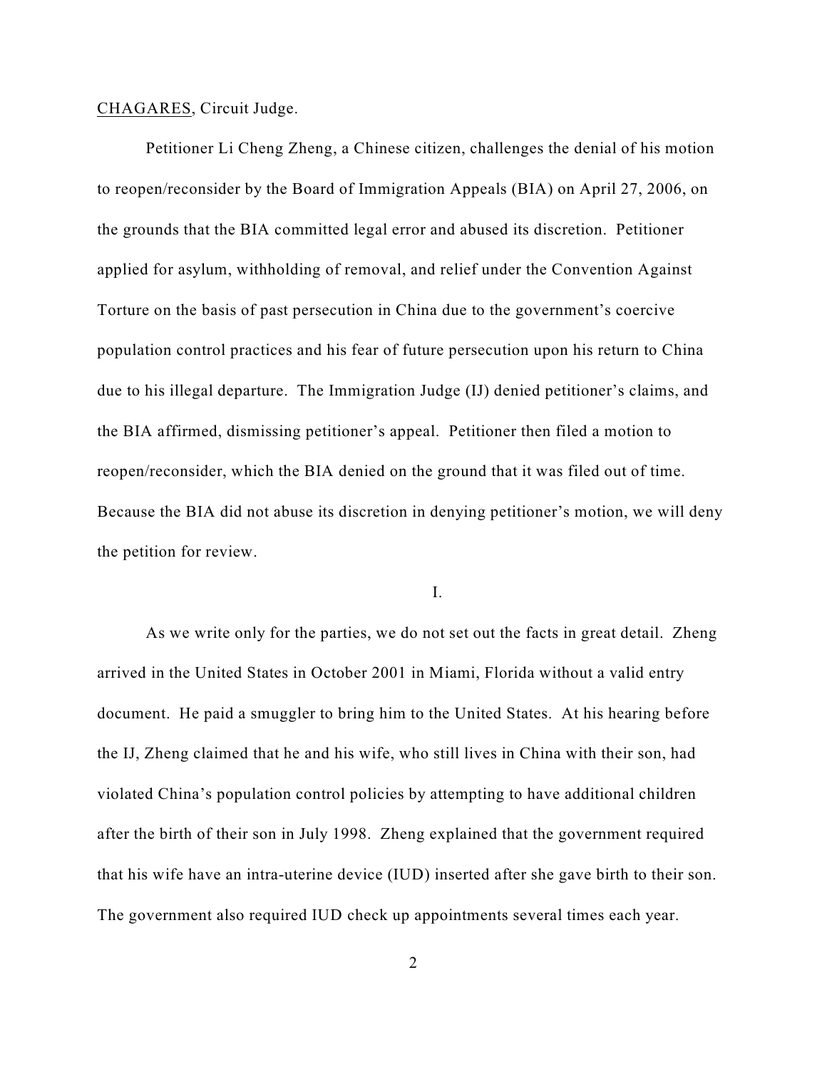CHAGARES, Circuit Judge.

Petitioner Li Cheng Zheng, a Chinese citizen, challenges the denial of his motion to reopen/reconsider by the Board of Immigration Appeals (BIA) on April 27, 2006, on the grounds that the BIA committed legal error and abused its discretion. Petitioner applied for asylum, withholding of removal, and relief under the Convention Against Torture on the basis of past persecution in China due to the government's coercive population control practices and his fear of future persecution upon his return to China due to his illegal departure. The Immigration Judge (IJ) denied petitioner's claims, and the BIA affirmed, dismissing petitioner's appeal. Petitioner then filed a motion to reopen/reconsider, which the BIA denied on the ground that it was filed out of time. Because the BIA did not abuse its discretion in denying petitioner's motion, we will deny the petition for review.

I.

As we write only for the parties, we do not set out the facts in great detail. Zheng arrived in the United States in October 2001 in Miami, Florida without a valid entry document. He paid a smuggler to bring him to the United States. At his hearing before the IJ, Zheng claimed that he and his wife, who still lives in China with their son, had violated China's population control policies by attempting to have additional children after the birth of their son in July 1998. Zheng explained that the government required that his wife have an intra-uterine device (IUD) inserted after she gave birth to their son. The government also required IUD check up appointments several times each year.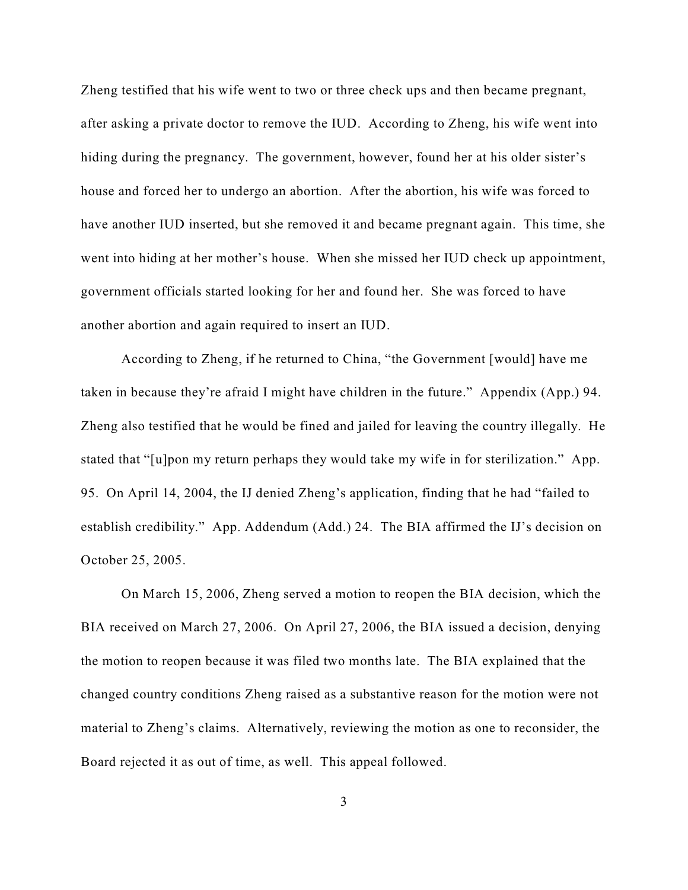Zheng testified that his wife went to two or three check ups and then became pregnant, after asking a private doctor to remove the IUD. According to Zheng, his wife went into hiding during the pregnancy. The government, however, found her at his older sister's house and forced her to undergo an abortion. After the abortion, his wife was forced to have another IUD inserted, but she removed it and became pregnant again. This time, she went into hiding at her mother's house. When she missed her IUD check up appointment, government officials started looking for her and found her. She was forced to have another abortion and again required to insert an IUD.

According to Zheng, if he returned to China, "the Government [would] have me taken in because they're afraid I might have children in the future." Appendix (App.) 94. Zheng also testified that he would be fined and jailed for leaving the country illegally. He stated that "[u]pon my return perhaps they would take my wife in for sterilization." App. 95. On April 14, 2004, the IJ denied Zheng's application, finding that he had "failed to establish credibility." App. Addendum (Add.) 24. The BIA affirmed the IJ's decision on October 25, 2005.

On March 15, 2006, Zheng served a motion to reopen the BIA decision, which the BIA received on March 27, 2006. On April 27, 2006, the BIA issued a decision, denying the motion to reopen because it was filed two months late. The BIA explained that the changed country conditions Zheng raised as a substantive reason for the motion were not material to Zheng's claims. Alternatively, reviewing the motion as one to reconsider, the Board rejected it as out of time, as well. This appeal followed.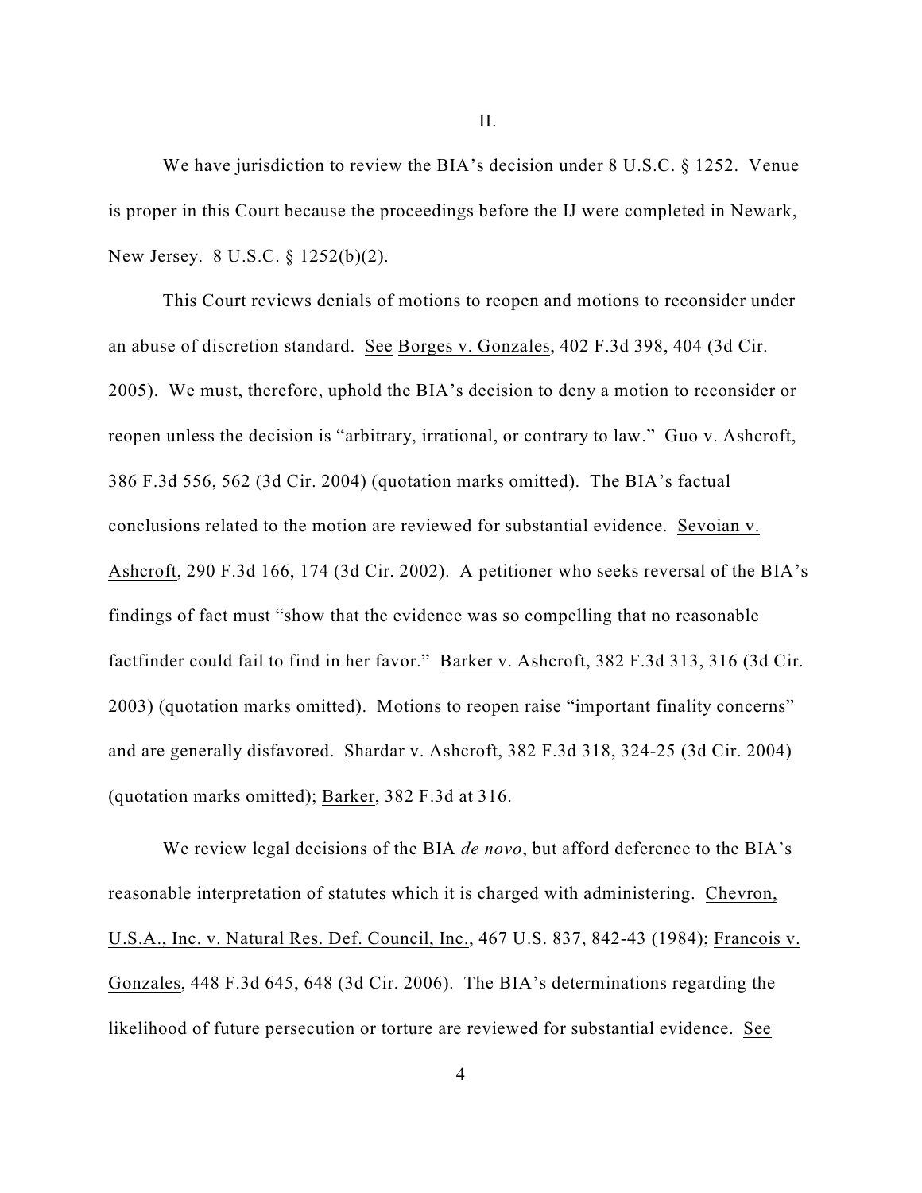II.

We have jurisdiction to review the BIA's decision under 8 U.S.C. § 1252. Venue is proper in this Court because the proceedings before the IJ were completed in Newark, New Jersey. 8 U.S.C. § 1252(b)(2).

This Court reviews denials of motions to reopen and motions to reconsider under an abuse of discretion standard. See Borges v. Gonzales, 402 F.3d 398, 404 (3d Cir. 2005). We must, therefore, uphold the BIA's decision to deny a motion to reconsider or reopen unless the decision is "arbitrary, irrational, or contrary to law." Guo v. Ashcroft, 386 F.3d 556, 562 (3d Cir. 2004) (quotation marks omitted). The BIA's factual conclusions related to the motion are reviewed for substantial evidence. Sevoian v. Ashcroft, 290 F.3d 166, 174 (3d Cir. 2002). A petitioner who seeks reversal of the BIA's findings of fact must "show that the evidence was so compelling that no reasonable factfinder could fail to find in her favor." Barker v. Ashcroft, 382 F.3d 313, 316 (3d Cir. 2003) (quotation marks omitted). Motions to reopen raise "important finality concerns" and are generally disfavored. Shardar v. Ashcroft, 382 F.3d 318, 324-25 (3d Cir. 2004) (quotation marks omitted); Barker, 382 F.3d at 316.

We review legal decisions of the BIA *de novo*, but afford deference to the BIA's reasonable interpretation of statutes which it is charged with administering. Chevron, U.S.A., Inc. v. Natural Res. Def. Council, Inc., 467 U.S. 837, 842-43 (1984); Francois v. Gonzales, 448 F.3d 645, 648 (3d Cir. 2006). The BIA's determinations regarding the likelihood of future persecution or torture are reviewed for substantial evidence. See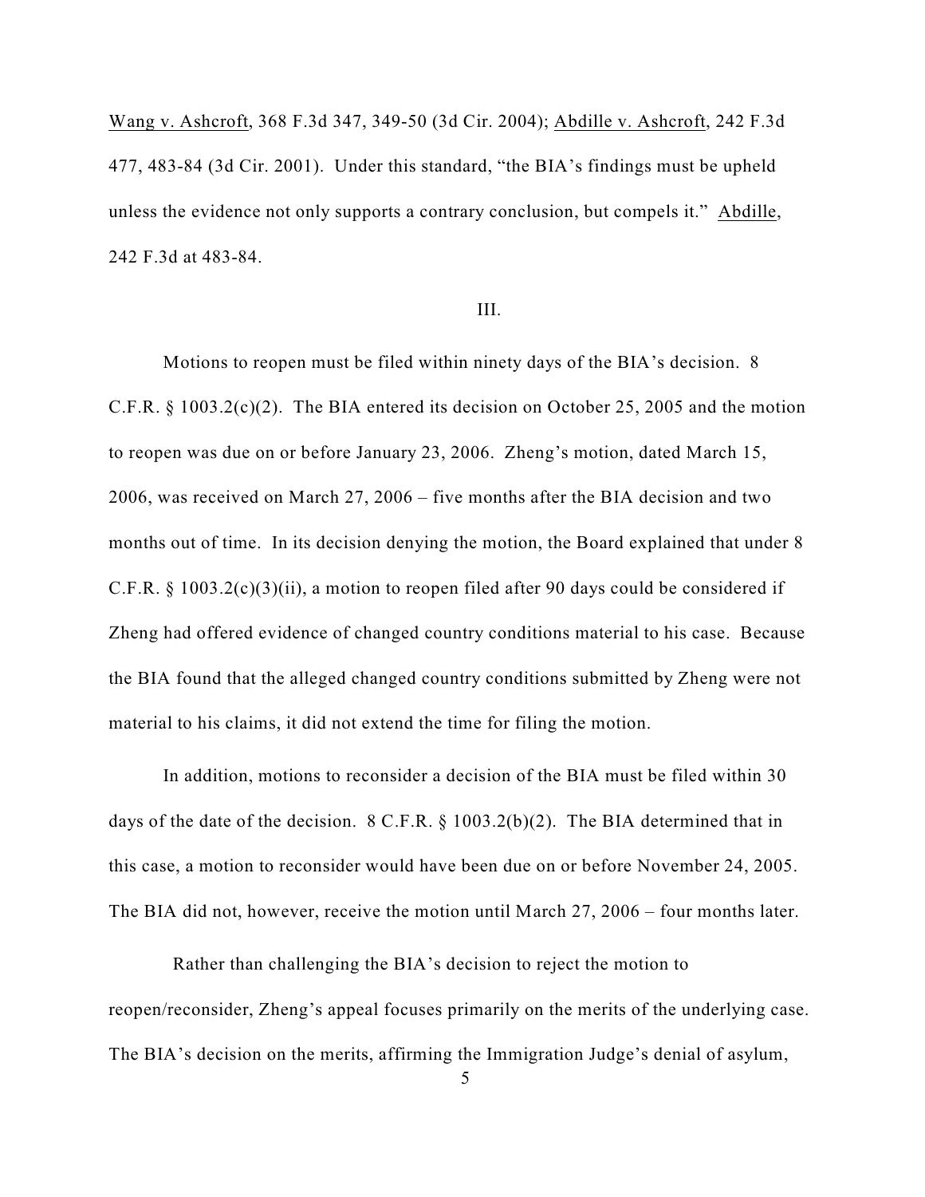Wang v. Ashcroft, 368 F.3d 347, 349-50 (3d Cir. 2004); Abdille v. Ashcroft, 242 F.3d 477, 483-84 (3d Cir. 2001). Under this standard, "the BIA's findings must be upheld unless the evidence not only supports a contrary conclusion, but compels it." Abdille, 242 F.3d at 483-84.

III.

Motions to reopen must be filed within ninety days of the BIA's decision. 8 C.F.R. § 1003.2(c)(2). The BIA entered its decision on October 25, 2005 and the motion to reopen was due on or before January 23, 2006. Zheng's motion, dated March 15, 2006, was received on March 27, 2006 – five months after the BIA decision and two months out of time. In its decision denying the motion, the Board explained that under 8 C.F.R. § 1003.2(c)(3)(ii), a motion to reopen filed after 90 days could be considered if Zheng had offered evidence of changed country conditions material to his case. Because the BIA found that the alleged changed country conditions submitted by Zheng were not material to his claims, it did not extend the time for filing the motion.

In addition, motions to reconsider a decision of the BIA must be filed within 30 days of the date of the decision. 8 C.F.R. § 1003.2(b)(2). The BIA determined that in this case, a motion to reconsider would have been due on or before November 24, 2005. The BIA did not, however, receive the motion until March 27, 2006 – four months later.

Rather than challenging the BIA's decision to reject the motion to reopen/reconsider, Zheng's appeal focuses primarily on the merits of the underlying case. The BIA's decision on the merits, affirming the Immigration Judge's denial of asylum,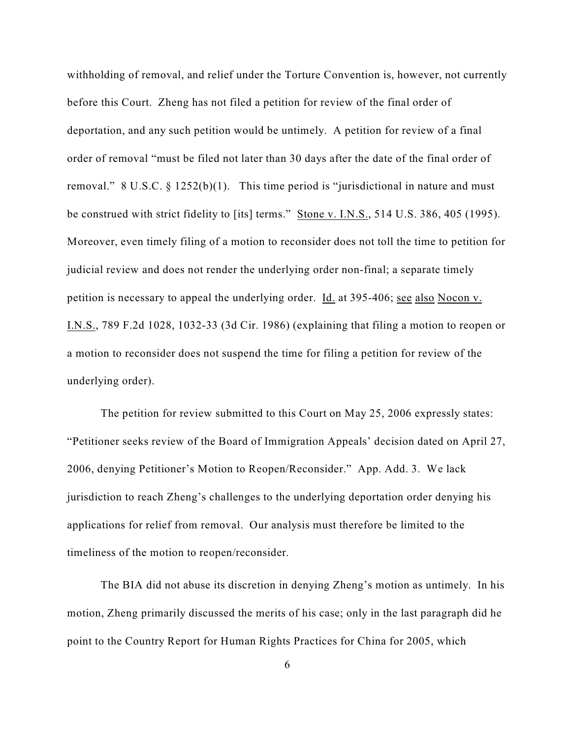withholding of removal, and relief under the Torture Convention is, however, not currently before this Court. Zheng has not filed a petition for review of the final order of deportation, and any such petition would be untimely. A petition for review of a final order of removal "must be filed not later than 30 days after the date of the final order of removal." 8 U.S.C. § 1252(b)(1). This time period is "jurisdictional in nature and must be construed with strict fidelity to [its] terms." Stone v. I.N.S., 514 U.S. 386, 405 (1995). Moreover, even timely filing of a motion to reconsider does not toll the time to petition for judicial review and does not render the underlying order non-final; a separate timely petition is necessary to appeal the underlying order. Id. at 395-406; see also Nocon v. I.N.S., 789 F.2d 1028, 1032-33 (3d Cir. 1986) (explaining that filing a motion to reopen or a motion to reconsider does not suspend the time for filing a petition for review of the underlying order).

The petition for review submitted to this Court on May 25, 2006 expressly states: "Petitioner seeks review of the Board of Immigration Appeals' decision dated on April 27, 2006, denying Petitioner's Motion to Reopen/Reconsider." App. Add. 3. We lack jurisdiction to reach Zheng's challenges to the underlying deportation order denying his applications for relief from removal. Our analysis must therefore be limited to the timeliness of the motion to reopen/reconsider.

The BIA did not abuse its discretion in denying Zheng's motion as untimely. In his motion, Zheng primarily discussed the merits of his case; only in the last paragraph did he point to the Country Report for Human Rights Practices for China for 2005, which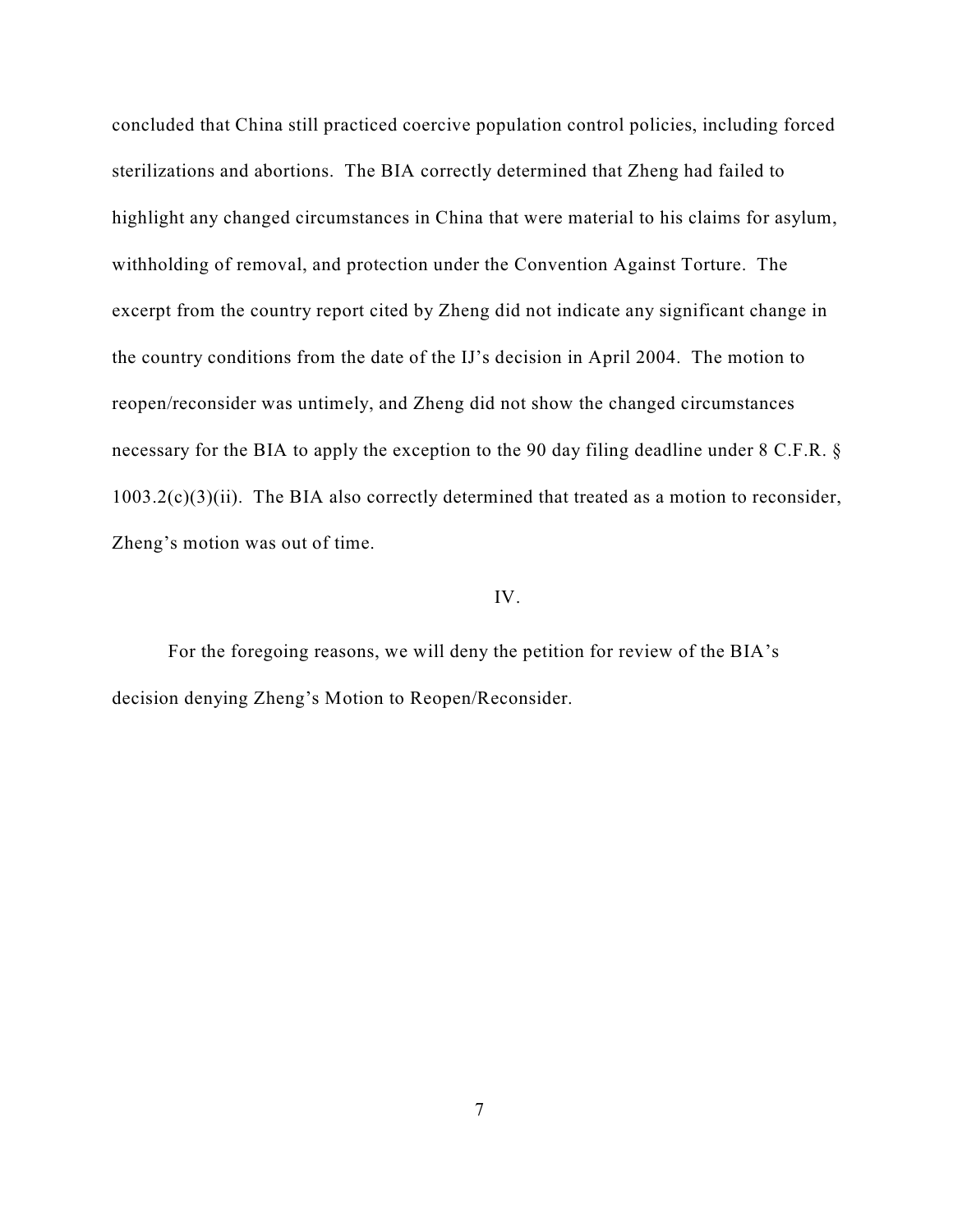concluded that China still practiced coercive population control policies, including forced sterilizations and abortions. The BIA correctly determined that Zheng had failed to highlight any changed circumstances in China that were material to his claims for asylum, withholding of removal, and protection under the Convention Against Torture. The excerpt from the country report cited by Zheng did not indicate any significant change in the country conditions from the date of the IJ's decision in April 2004. The motion to reopen/reconsider was untimely, and Zheng did not show the changed circumstances necessary for the BIA to apply the exception to the 90 day filing deadline under 8 C.F.R. § 1003.2(c)(3)(ii). The BIA also correctly determined that treated as a motion to reconsider, Zheng's motion was out of time.

## IV.

For the foregoing reasons, we will deny the petition for review of the BIA's decision denying Zheng's Motion to Reopen/Reconsider.